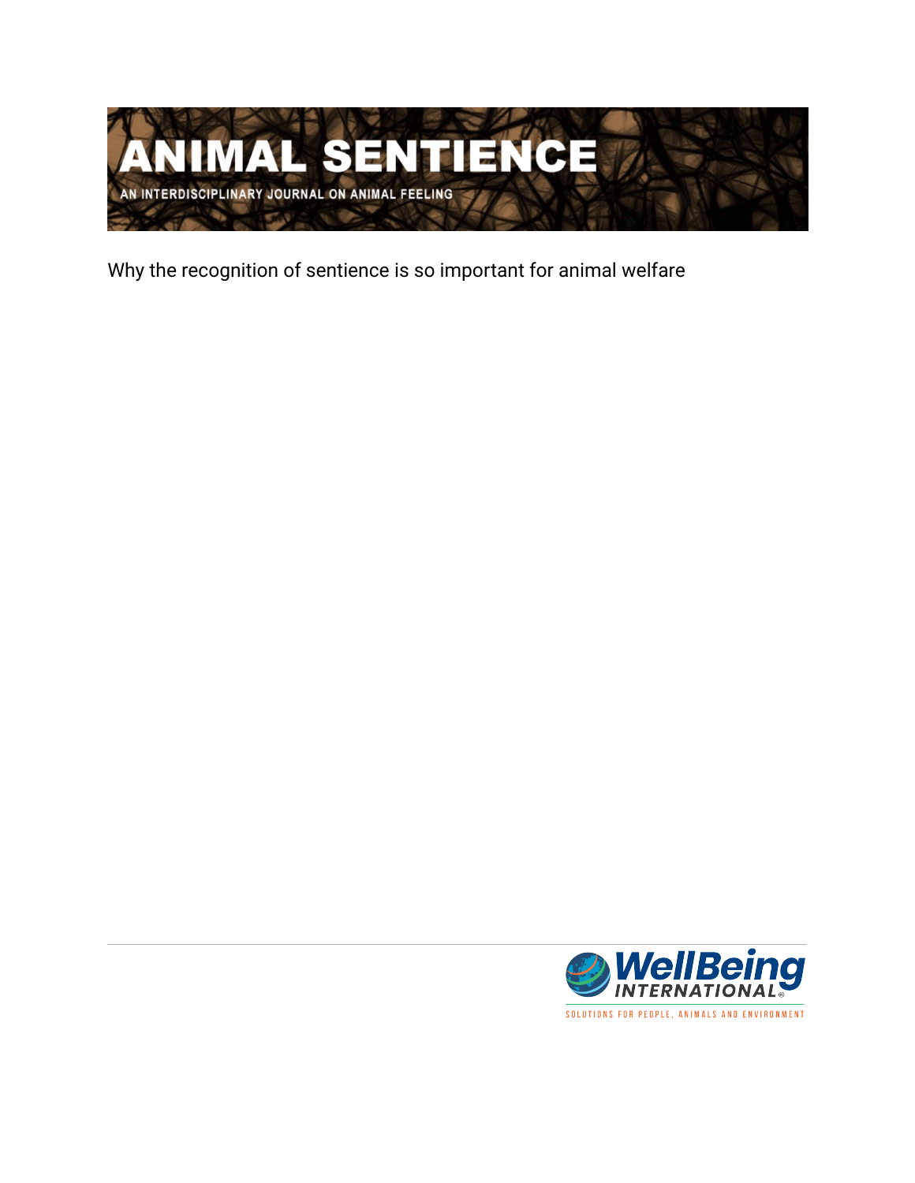# ANIMAL SENTIENCE

AN INTERDISCIPLINARY JOURNAL ON ANIMAL FEELING

Why the recognition of sentience is so important for animal welfare

WellBeing INTERNATIONAL

SOLUTIONS FOR PEOPLE, ANIMALS AND ENVIRONMENT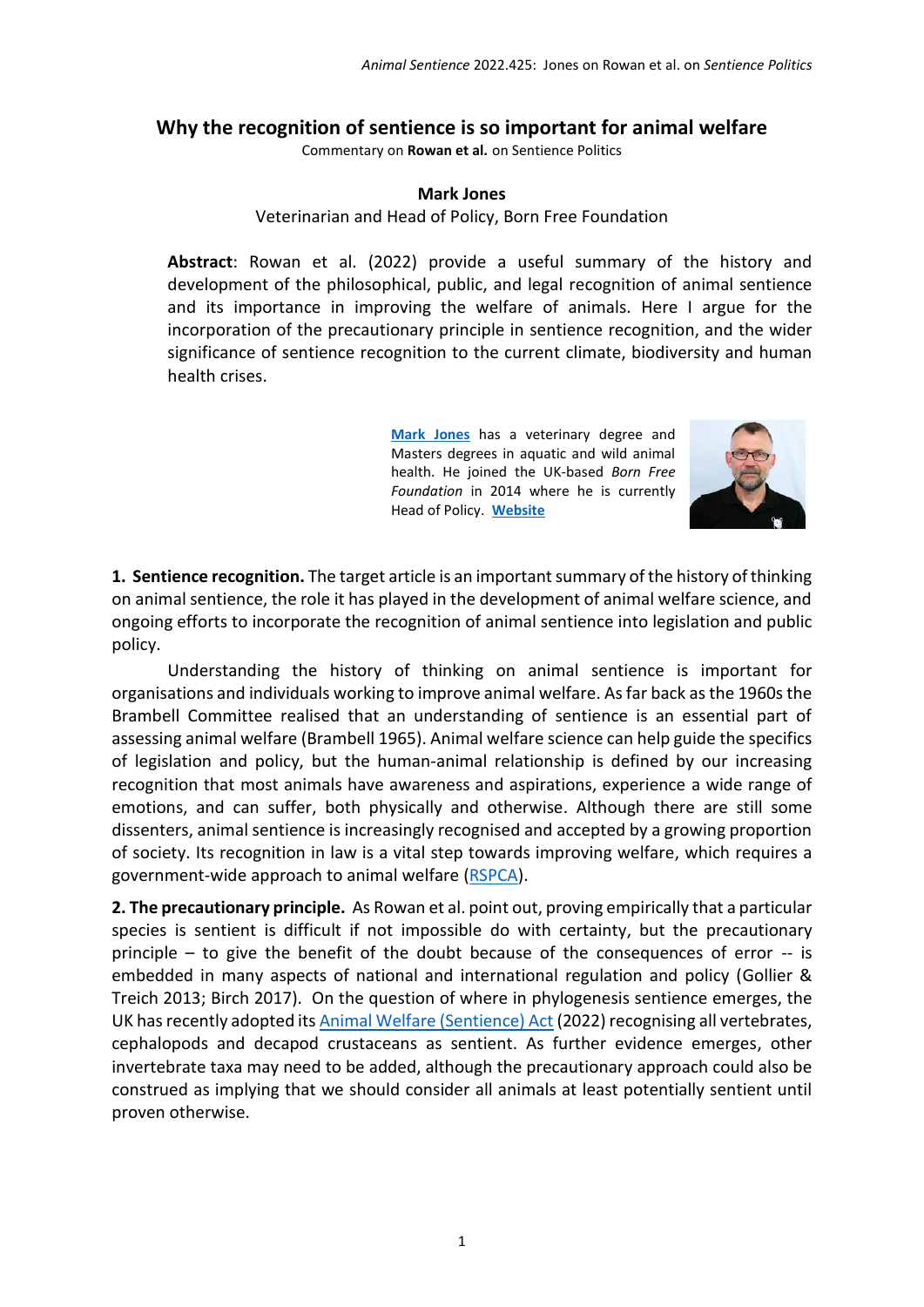# Why the recognition of sentience is so important for animal welfare

Commentary on **Rowan et al.** on Sentience Politics

**Mark Jones**

Veterinarian and Head of Policy, Born Free Foundation

**Abstract**: Rowan et al. (2022) provide a useful summary of the history and development of the philosophical, public, and legal recognition of animal sentience and its importance in improving the welfare of animals. Here I argue for the incorporation of the precautionary principle in sentience recognition, and the wider significance of sentience recognition to the current climate, biodiversity and human health crises.

[Mark Jones](#) has a veterinary degree and Masters degrees in aquatic and wild animal health. He joined the UK-based *Born Free Foundation* in 2014 where he is currently Head of Policy. [Website](#)

**1. Sentience recognition.** The target article is an important summary of the history of thinking on animal sentience, the role it has played in the development of animal welfare science, and ongoing efforts to incorporate the recognition of animal sentience into legislation and public policy.

Understanding the history of thinking on animal sentience is important for organisations and individuals working to improve animal welfare. As far back as the 1960s the Brambell Committee realised that an understanding of sentience is an essential part of assessing animal welfare (Brambell 1965). Animal welfare science can help guide the specifics of legislation and policy, but the human-animal relationship is defined by our increasing recognition that most animals have awareness and aspirations, experience a wide range of emotions, and can suffer, both physically and otherwise. Although there are still some dissenters, animal sentience is increasingly recognised and accepted by a growing proportion of society. Its recognition in law is a vital step towards improving welfare, which requires a government-wide approach to animal welfare ([RSPCA](#)).

**2. The precautionary principle.** As Rowan et al. point out, proving empirically that a particular species is sentient is difficult if not impossible do with certainty, but the precautionary principle – to give the benefit of the doubt because of the consequences of error -- is embedded in many aspects of national and international regulation and policy (Gollier & Treich 2013; Birch 2017). On the question of where in phylogenesis sentience emerges, the UK has recently adopted its [Animal Welfare (Sentience) Act](#) (2022) recognising all vertebrates, cephalopods and decapod crustaceans as sentient. As further evidence emerges, other invertebrate taxa may need to be added, although the precautionary approach could also be construed as implying that we should consider all animals at least potentially sentient until proven otherwise.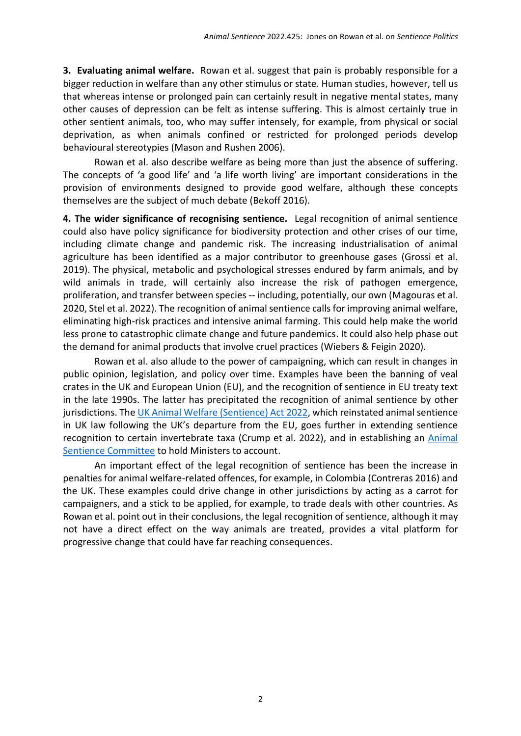**3. Evaluating animal welfare.** Rowan et al. suggest that pain is probably responsible for a bigger reduction in welfare than any other stimulus or state. Human studies, however, tell us that whereas intense or prolonged pain can certainly result in negative mental states, many other causes of depression can be felt as intense suffering. This is almost certainly true in other sentient animals, too, who may suffer intensely, for example, from physical or social deprivation, as when animals confined or restricted for prolonged periods develop behavioural stereotypies (Mason and Rushen 2006).

Rowan et al. also describe welfare as being more than just the absence of suffering. The concepts of 'a good life' and 'a life worth living' are important considerations in the provision of environments designed to provide good welfare, although these concepts themselves are the subject of much debate (Bekoff 2016).

**4. The wider significance of recognising sentience.** Legal recognition of animal sentience could also have policy significance for biodiversity protection and other crises of our time, including climate change and pandemic risk. The increasing industrialisation of animal agriculture has been identified as a major contributor to greenhouse gases (Grossi et al. 2019). The physical, metabolic and psychological stresses endured by farm animals, and by wild animals in trade, will certainly also increase the risk of pathogen emergence, proliferation, and transfer between species -- including, potentially, our own (Magouras et al. 2020, Stel et al. 2022). The recognition of animal sentience calls for improving animal welfare, eliminating high-risk practices and intensive animal farming. This could help make the world less prone to catastrophic climate change and future pandemics. It could also help phase out the demand for animal products that involve cruel practices (Wiebers & Feigin 2020).

Rowan et al. also allude to the power of campaigning, which can result in changes in public opinion, legislation, and policy over time. Examples have been the banning of veal crates in the UK and European Union (EU), and the recognition of sentience in EU treaty text in the late 1990s. The latter has precipitated the recognition of animal sentience by other jurisdictions. The UK Animal Welfare (Sentience) Act 2022, which reinstated animal sentience in UK law following the UK's departure from the EU, goes further in extending sentience recognition to certain invertebrate taxa (Crump et al. 2022), and in establishing an Animal Sentience Committee to hold Ministers to account.

An important effect of the legal recognition of sentience has been the increase in penalties for animal welfare-related offences, for example, in Colombia (Contreras 2016) and the UK. These examples could drive change in other jurisdictions by acting as a carrot for campaigners, and a stick to be applied, for example, to trade deals with other countries. As Rowan et al. point out in their conclusions, the legal recognition of sentience, although it may not have a direct effect on the way animals are treated, provides a vital platform for progressive change that could have far reaching consequences.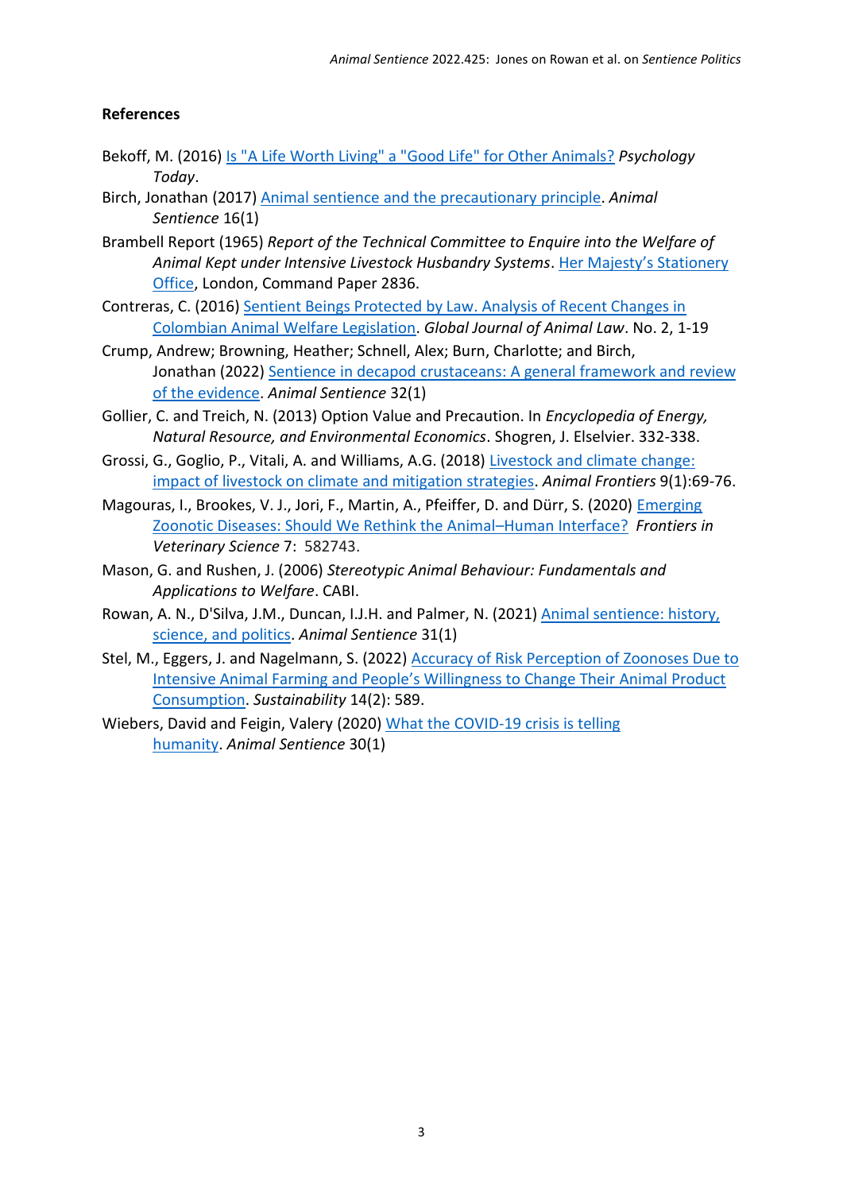**References**

Bekoff, M. (2016) [Is "A Life Worth Living" a "Good Life" for Other Animals?]() *Psychology Today*.

Birch, Jonathan (2017) [Animal sentience and the precautionary principle](). *Animal Sentience* 16(1)

Brambell Report (1965) *Report of the Technical Committee to Enquire into the Welfare of Animal Kept under Intensive Livestock Husbandry Systems*. [Her Majesty's Stationery Office](), London, Command Paper 2836.

Contreras, C. (2016) [Sentient Beings Protected by Law. Analysis of Recent Changes in Colombian Animal Welfare Legislation](). *Global Journal of Animal Law*. No. 2, 1-19

Crump, Andrew; Browning, Heather; Schnell, Alex; Burn, Charlotte; and Birch, Jonathan (2022) [Sentience in decapod crustaceans: A general framework and review of the evidence](). *Animal Sentience* 32(1)

Gollier, C. and Treich, N. (2013) Option Value and Precaution. In *Encyclopedia of Energy, Natural Resource, and Environmental Economics*. Shogren, J. Elselvier. 332-338.

Grossi, G., Goglio, P., Vitali, A. and Williams, A.G. (2018) [Livestock and climate change: impact of livestock on climate and mitigation strategies](). *Animal Frontiers* 9(1):69-76.

Magouras, I., Brookes, V. J., Jori, F., Martin, A., Pfeiffer, D. and Dürr, S. (2020) [Emerging Zoonotic Diseases: Should We Rethink the Animal–Human Interface?]() *Frontiers in Veterinary Science* 7: 582743.

Mason, G. and Rushen, J. (2006) *Stereotypic Animal Behaviour: Fundamentals and Applications to Welfare*. CABI.

Rowan, A. N., D'Silva, J.M., Duncan, I.J.H. and Palmer, N. (2021) [Animal sentience: history, science, and politics](). *Animal Sentience* 31(1)

Stel, M., Eggers, J. and Nagelmann, S. (2022) [Accuracy of Risk Perception of Zoonoses Due to Intensive Animal Farming and People's Willingness to Change Their Animal Product Consumption](). *Sustainability* 14(2): 589.

Wiebers, David and Feigin, Valery (2020) [What the COVID-19 crisis is telling humanity](). *Animal Sentience* 30(1)